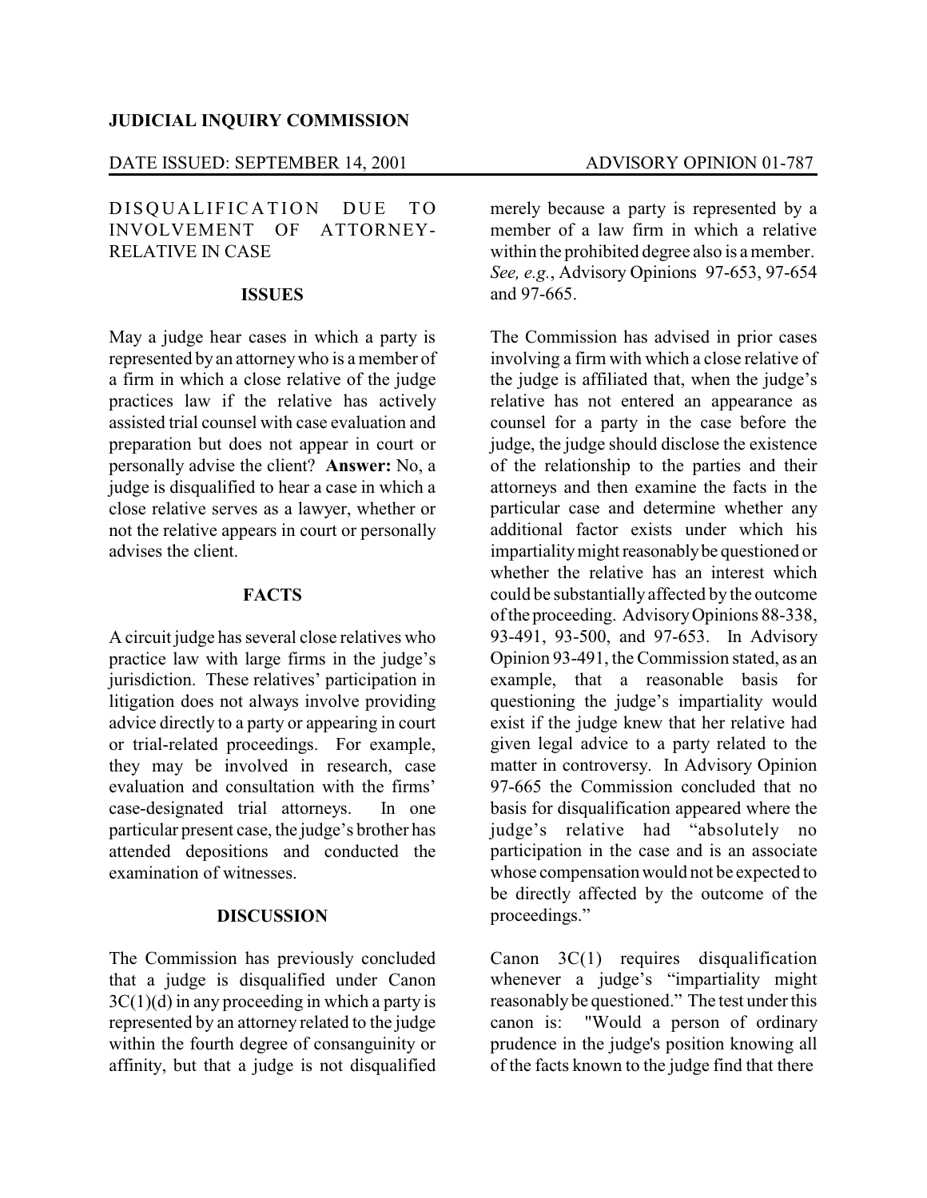**JUDICIAL INQUIRY COMMISSION**

DATE ISSUED: SEPTEMBER 14, 2001 ADVISORY OPINION 01-787

DISQUALIFICATION DUE TO INVOLVEMENT OF ATTORNEY-RELATIVE IN CASE

## ISSUES

May a judge hear cases in which a party is represented by an attorney who is a member of a firm in which a close relative of the judge practices law if the relative has actively assisted trial counsel with case evaluation and preparation but does not appear in court or personally advise the client? **Answer:** No, a judge is disqualified to hear a case in which a close relative serves as a lawyer, whether or not the relative appears in court or personally advises the client.

## FACTS

A circuit judge has several close relatives who practice law with large firms in the judge's jurisdiction. These relatives' participation in litigation does not always involve providing advice directly to a party or appearing in court or trial-related proceedings. For example, they may be involved in research, case evaluation and consultation with the firms' case-designated trial attorneys. In one particular present case, the judge's brother has attended depositions and conducted the examination of witnesses.

## DISCUSSION

The Commission has previously concluded that a judge is disqualified under Canon 3C(1)(d) in any proceeding in which a party is represented by an attorney related to the judge within the fourth degree of consanguinity or affinity, but that a judge is not disqualified merely because a party is represented by a member of a law firm in which a relative within the prohibited degree also is a member. *See, e.g.*, Advisory Opinions 97-653, 97-654 and 97-665.

The Commission has advised in prior cases involving a firm with which a close relative of the judge is affiliated that, when the judge's relative has not entered an appearance as counsel for a party in the case before the judge, the judge should disclose the existence of the relationship to the parties and their attorneys and then examine the facts in the particular case and determine whether any additional factor exists under which his impartiality might reasonably be questioned or whether the relative has an interest which could be substantially affected by the outcome of the proceeding. Advisory Opinions 88-338, 93-491, 93-500, and 97-653. In Advisory Opinion 93-491, the Commission stated, as an example, that a reasonable basis for questioning the judge's impartiality would exist if the judge knew that her relative had given legal advice to a party related to the matter in controversy. In Advisory Opinion 97-665 the Commission concluded that no basis for disqualification appeared where the judge's relative had "absolutely no participation in the case and is an associate whose compensation would not be expected to be directly affected by the outcome of the proceedings."

Canon 3C(1) requires disqualification whenever a judge's "impartiality might reasonably be questioned." The test under this canon is: "Would a person of ordinary prudence in the judge's position knowing all of the facts known to the judge find that there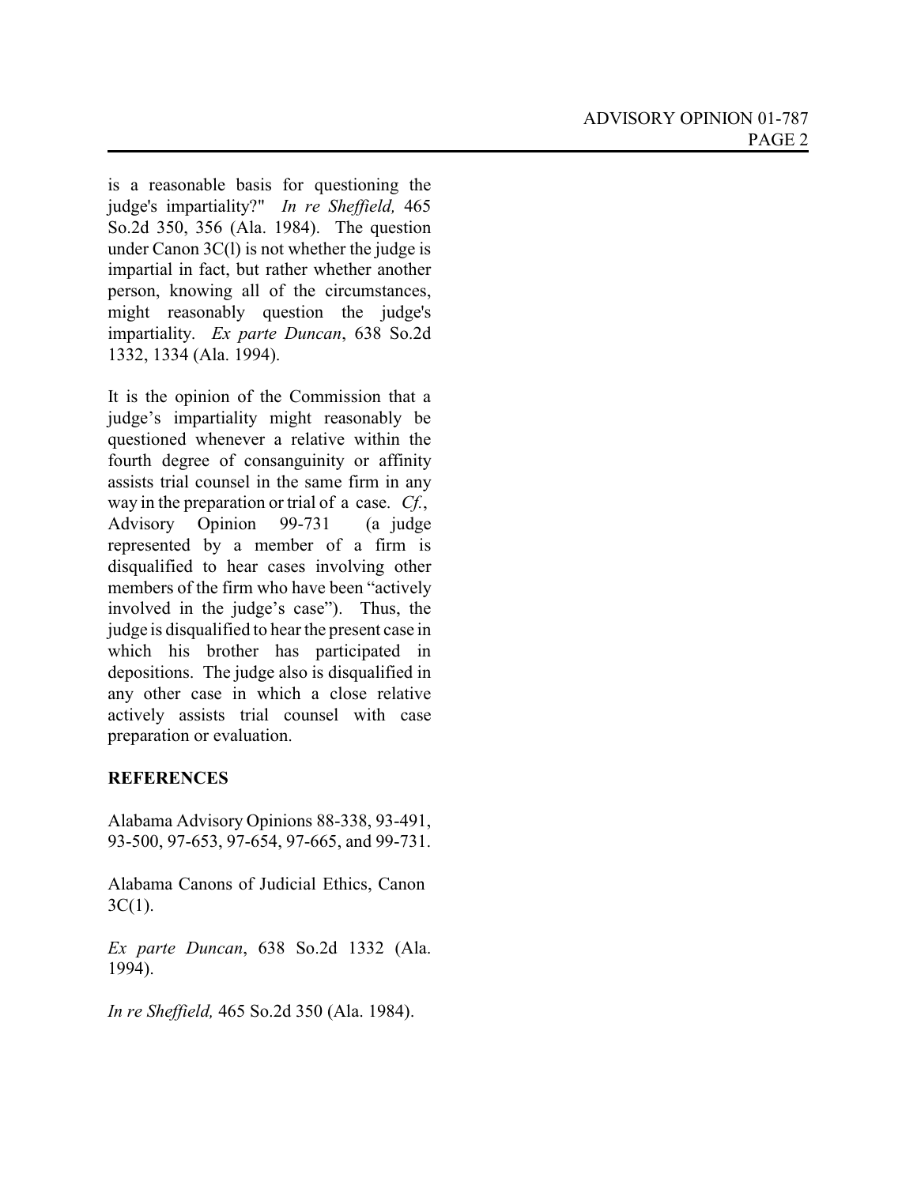is a reasonable basis for questioning the judge's impartiality?" *In re Sheffield,* 465 So.2d 350, 356 (Ala. 1984). The question under Canon 3C(l) is not whether the judge is impartial in fact, but rather whether another person, knowing all of the circumstances, might reasonably question the judge's impartiality. *Ex parte Duncan*, 638 So.2d 1332, 1334 (Ala. 1994).

It is the opinion of the Commission that a judge's impartiality might reasonably be questioned whenever a relative within the fourth degree of consanguinity or affinity assists trial counsel in the same firm in any way in the preparation or trial of a case. *Cf.*, Advisory Opinion 99-731 (a judge represented by a member of a firm is disqualified to hear cases involving other members of the firm who have been "actively involved in the judge's case"). Thus, the judge is disqualified to hear the present case in which his brother has participated in depositions. The judge also is disqualified in any other case in which a close relative actively assists trial counsel with case preparation or evaluation.

**REFERENCES**

Alabama Advisory Opinions 88-338, 93-491, 93-500, 97-653, 97-654, 97-665, and 99-731.

Alabama Canons of Judicial Ethics, Canon 3C(1).

*Ex parte Duncan*, 638 So.2d 1332 (Ala. 1994).

*In re Sheffield,* 465 So.2d 350 (Ala. 1984).